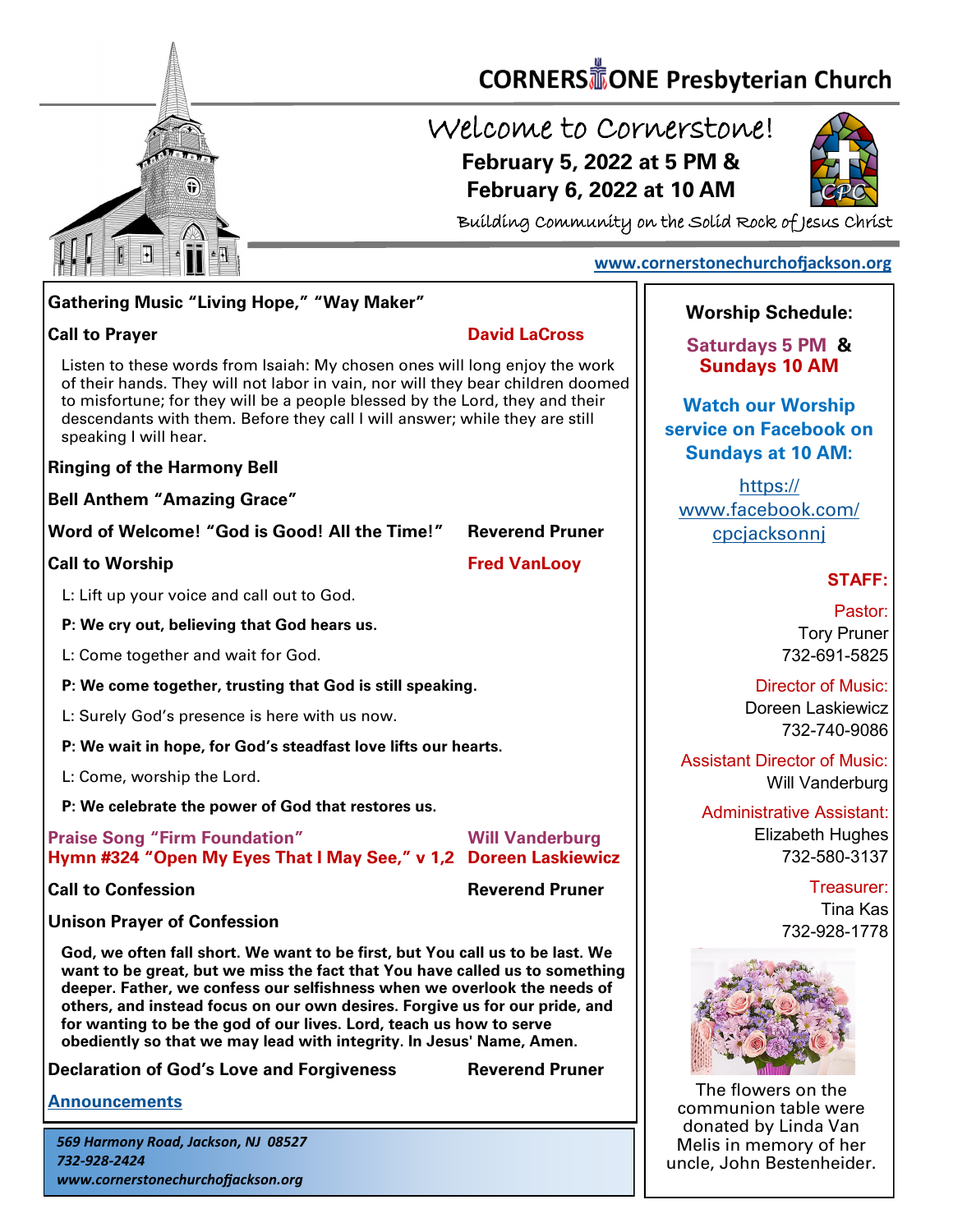# CORNERSTONE Presbyterian Church

## Welcome to Cornerstone!

**February 5, 2022 at 5 PM &**
**February 6, 2022 at 10 AM**

Building Community on the Solid Rock of Jesus Christ

www.cornerstonechurchofjackson.org

**Gathering Music "Living Hope," "Way Maker"**

**Call to Prayer** — **David LaCross**

Listen to these words from Isaiah: My chosen ones will long enjoy the work of their hands. They will not labor in vain, nor will they bear children doomed to misfortune; for they will be a people blessed by the Lord, they and their descendants with them. Before they call I will answer; while they are still speaking I will hear.

**Ringing of the Harmony Bell**

**Bell Anthem "Amazing Grace"**

**Word of Welcome! "God is Good! All the Time!"** — **Reverend Pruner**

**Call to Worship** — **Fred VanLooy**

L: Lift up your voice and call out to God.

**P: We cry out, believing that God hears us.**

L: Come together and wait for God.

**P: We come together, trusting that God is still speaking.**

L: Surely God's presence is here with us now.

**P: We wait in hope, for God's steadfast love lifts our hearts.**

L: Come, worship the Lord.

**P: We celebrate the power of God that restores us.**

**Praise Song "Firm Foundation"** — **Will Vanderburg**
**Hymn #324 "Open My Eyes That I May See," v 1,2** — **Doreen Laskiewicz**

**Call to Confession** — **Reverend Pruner**

**Unison Prayer of Confession**

**God, we often fall short. We want to be first, but You call us to be last. We want to be great, but we miss the fact that You have called us to something deeper. Father, we confess our selfishness when we overlook the needs of others, and instead focus on our own desires. Forgive us for our pride, and for wanting to be the god of our lives. Lord, teach us how to serve obediently so that we may lead with integrity. In Jesus' Name, Amen.**

**Declaration of God's Love and Forgiveness** — **Reverend Pruner**

**Announcements**

*569 Harmony Road, Jackson, NJ 08527*
*732-928-2424*
*www.cornerstonechurchofjackson.org*

**Worship Schedule:**

**Saturdays 5 PM & Sundays 10 AM**

**Watch our Worship service on Facebook on Sundays at 10 AM:**

https://www.facebook.com/cpcjacksonnj

**STAFF:**

Pastor:
Tory Pruner
732-691-5825

Director of Music:
Doreen Laskiewicz
732-740-9086

Assistant Director of Music:
Will Vanderburg

Administrative Assistant:
Elizabeth Hughes
732-580-3137

Treasurer:
Tina Kas
732-928-1778

The flowers on the communion table were donated by Linda Van Melis in memory of her uncle, John Bestenheider.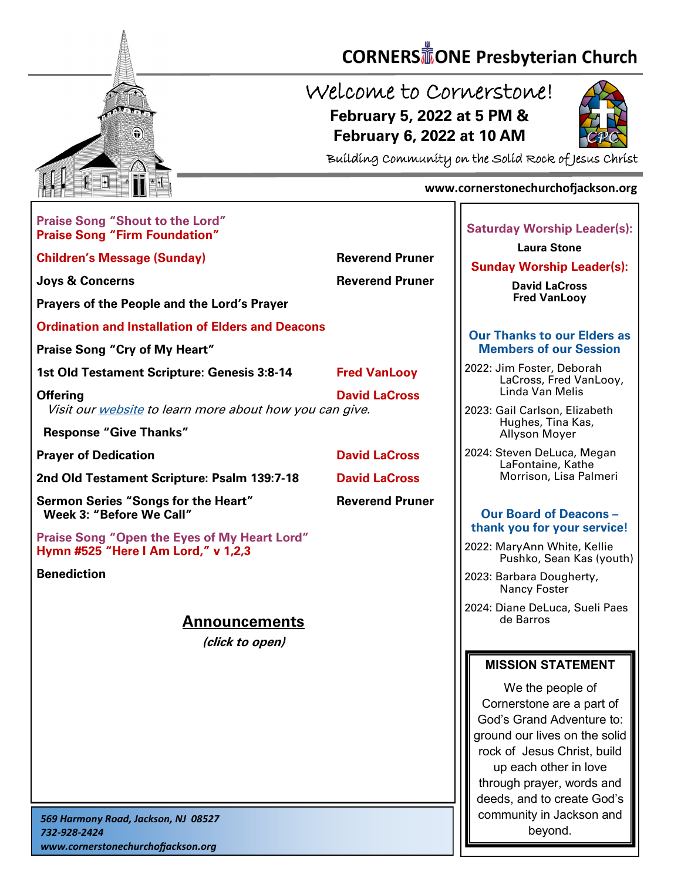# CORNERSTONE Presbyterian Church

## Welcome to Cornerstone!

**February 5, 2022 at 5 PM &**
**February 6, 2022 at 10 AM**

Building Community on the Solid Rock of Jesus Christ

www.cornerstonechurchofjackson.org

**Praise Song "Shout to the Lord"**
**Praise Song "Firm Foundation"**

**Children's Message (Sunday)** — **Reverend Pruner**

**Joys & Concerns** — **Reverend Pruner**

**Prayers of the People and the Lord's Prayer**

**Ordination and Installation of Elders and Deacons**

**Praise Song "Cry of My Heart"**

**1st Old Testament Scripture: Genesis 3:8-14** — **Fred VanLooy**

**Offering** — **David LaCross**

*Visit our website to learn more about how you can give.*

**Response "Give Thanks"**

**Prayer of Dedication** — **David LaCross**

**2nd Old Testament Scripture: Psalm 139:7-18** — **David LaCross**

**Sermon Series "Songs for the Heart"** — **Reverend Pruner**
**Week 3: "Before We Call"**

**Praise Song "Open the Eyes of My Heart Lord"**
**Hymn #525 "Here I Am Lord," v 1,2,3**

**Benediction**

## Announcements

***(click to open)***

*569 Harmony Road, Jackson, NJ 08527*
*732-928-2424*
*www.cornerstonechurchofjackson.org*

**Saturday Worship Leader(s):**

**Laura Stone**

**Sunday Worship Leader(s):**

**David LaCross**
**Fred VanLooy**

**Our Thanks to our Elders as Members of our Session**

2022: Jim Foster, Deborah LaCross, Fred VanLooy, Linda Van Melis

2023: Gail Carlson, Elizabeth Hughes, Tina Kas, Allyson Moyer

2024: Steven DeLuca, Megan LaFontaine, Kathe Morrison, Lisa Palmeri

**Our Board of Deacons – thank you for your service!**

2022: MaryAnn White, Kellie Pushko, Sean Kas (youth)

2023: Barbara Dougherty, Nancy Foster

2024: Diane DeLuca, Sueli Paes de Barros

**MISSION STATEMENT**

We the people of Cornerstone are a part of God's Grand Adventure to: ground our lives on the solid rock of Jesus Christ, build up each other in love through prayer, words and deeds, and to create God's community in Jackson and beyond.